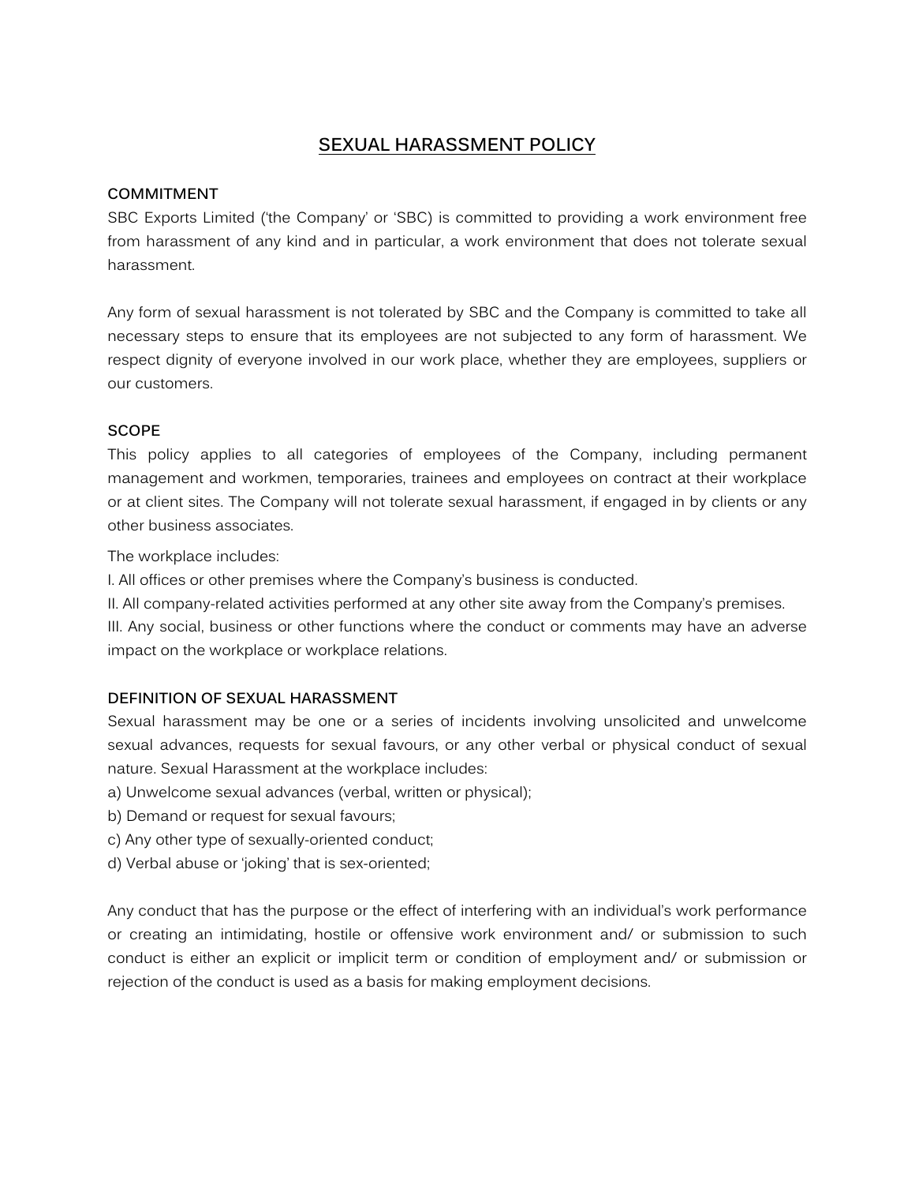# SEXUAL HARASSMENT POLICY

## COMMITMENT

SBC Exports Limited ('the Company' or 'SBC) is committed to providing a work environment free from harassment of any kind and in particular, a work environment that does not tolerate sexual harassment.

Any form of sexual harassment is not tolerated by SBC and the Company is committed to take all necessary steps to ensure that its employees are not subjected to any form of harassment. We respect dignity of everyone involved in our work place, whether they are employees, suppliers or our customers.

## SCOPE

This policy applies to all categories of employees of the Company, including permanent management and workmen, temporaries, trainees and employees on contract at their workplace or at client sites. The Company will not tolerate sexual harassment, if engaged in by clients or any other business associates.

The workplace includes:

I. All offices or other premises where the Company's business is conducted.

II. All company-related activities performed at any other site away from the Company's premises.

III. Any social, business or other functions where the conduct or comments may have an adverse impact on the workplace or workplace relations.

## DEFINITION OF SEXUAL HARASSMENT

Sexual harassment may be one or a series of incidents involving unsolicited and unwelcome sexual advances, requests for sexual favours, or any other verbal or physical conduct of sexual nature. Sexual Harassment at the workplace includes:

a) Unwelcome sexual advances (verbal, written or physical);

b) Demand or request for sexual favours;

c) Any other type of sexually-oriented conduct;

d) Verbal abuse or 'joking' that is sex-oriented;

Any conduct that has the purpose or the effect of interfering with an individual's work performance or creating an intimidating, hostile or offensive work environment and/ or submission to such conduct is either an explicit or implicit term or condition of employment and/ or submission or rejection of the conduct is used as a basis for making employment decisions.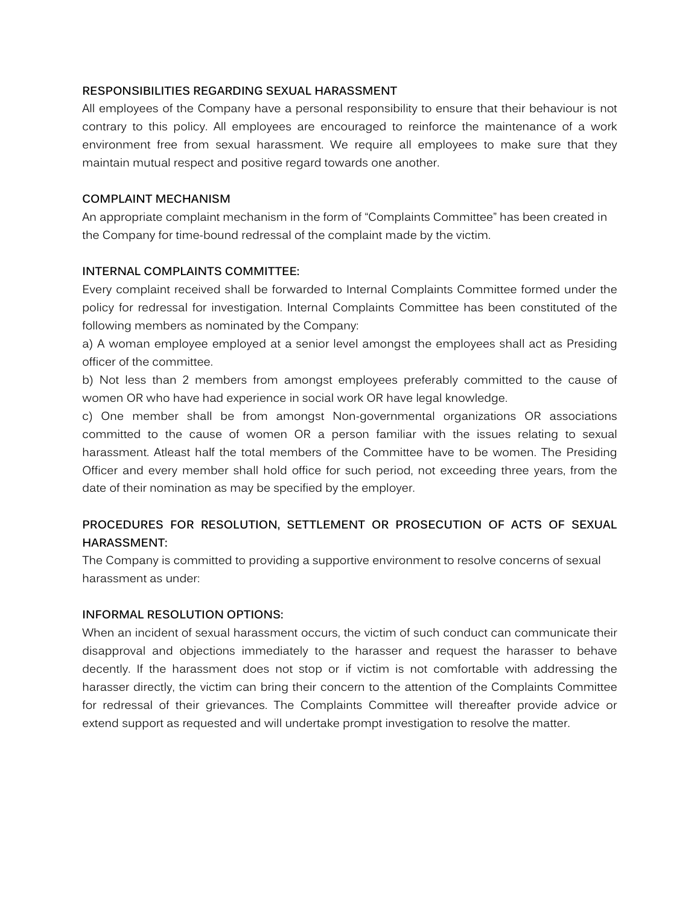## RESPONSIBILITIES REGARDING SEXUAL HARASSMENT

All employees of the Company have a personal responsibility to ensure that their behaviour is not contrary to this policy. All employees are encouraged to reinforce the maintenance of a work environment free from sexual harassment. We require all employees to make sure that they maintain mutual respect and positive regard towards one another.

## COMPLAINT MECHANISM

An appropriate complaint mechanism in the form of "Complaints Committee" has been created in the Company for time-bound redressal of the complaint made by the victim.

## INTERNAL COMPLAINTS COMMITTEE:

Every complaint received shall be forwarded to Internal Complaints Committee formed under the policy for redressal for investigation. Internal Complaints Committee has been constituted of the following members as nominated by the Company:

a) A woman employee employed at a senior level amongst the employees shall act as Presiding officer of the committee.

b) Not less than 2 members from amongst employees preferably committed to the cause of women OR who have had experience in social work OR have legal knowledge.

c) One member shall be from amongst Non-governmental organizations OR associations committed to the cause of women OR a person familiar with the issues relating to sexual harassment. Atleast half the total members of the Committee have to be women. The Presiding Officer and every member shall hold office for such period, not exceeding three years, from the date of their nomination as may be specified by the employer.

## PROCEDURES FOR RESOLUTION, SETTLEMENT OR PROSECUTION OF ACTS OF SEXUAL HARASSMENT:

The Company is committed to providing a supportive environment to resolve concerns of sexual harassment as under:

## INFORMAL RESOLUTION OPTIONS:

When an incident of sexual harassment occurs, the victim of such conduct can communicate their disapproval and objections immediately to the harasser and request the harasser to behave decently. If the harassment does not stop or if victim is not comfortable with addressing the harasser directly, the victim can bring their concern to the attention of the Complaints Committee for redressal of their grievances. The Complaints Committee will thereafter provide advice or extend support as requested and will undertake prompt investigation to resolve the matter.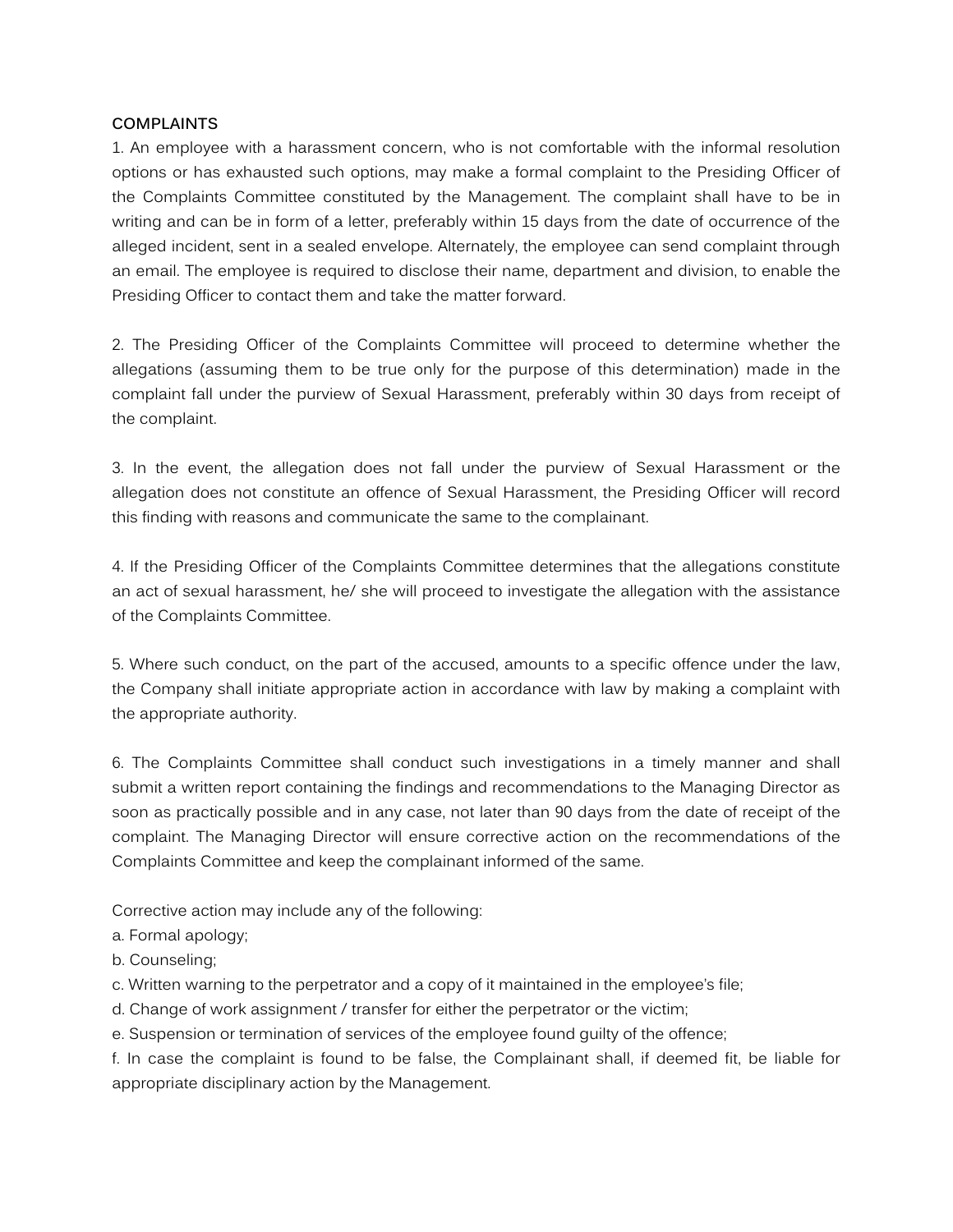**COMPLAINTS**

1. An employee with a harassment concern, who is not comfortable with the informal resolution options or has exhausted such options, may make a formal complaint to the Presiding Officer of the Complaints Committee constituted by the Management. The complaint shall have to be in writing and can be in form of a letter, preferably within 15 days from the date of occurrence of the alleged incident, sent in a sealed envelope. Alternately, the employee can send complaint through an email. The employee is required to disclose their name, department and division, to enable the Presiding Officer to contact them and take the matter forward.

2. The Presiding Officer of the Complaints Committee will proceed to determine whether the allegations (assuming them to be true only for the purpose of this determination) made in the complaint fall under the purview of Sexual Harassment, preferably within 30 days from receipt of the complaint.

3. In the event, the allegation does not fall under the purview of Sexual Harassment or the allegation does not constitute an offence of Sexual Harassment, the Presiding Officer will record this finding with reasons and communicate the same to the complainant.

4. If the Presiding Officer of the Complaints Committee determines that the allegations constitute an act of sexual harassment, he/ she will proceed to investigate the allegation with the assistance of the Complaints Committee.

5. Where such conduct, on the part of the accused, amounts to a specific offence under the law, the Company shall initiate appropriate action in accordance with law by making a complaint with the appropriate authority.

6. The Complaints Committee shall conduct such investigations in a timely manner and shall submit a written report containing the findings and recommendations to the Managing Director as soon as practically possible and in any case, not later than 90 days from the date of receipt of the complaint. The Managing Director will ensure corrective action on the recommendations of the Complaints Committee and keep the complainant informed of the same.

Corrective action may include any of the following:

a. Formal apology;
b. Counseling;
c. Written warning to the perpetrator and a copy of it maintained in the employee's file;
d. Change of work assignment / transfer for either the perpetrator or the victim;
e. Suspension or termination of services of the employee found guilty of the offence;
f. In case the complaint is found to be false, the Complainant shall, if deemed fit, be liable for appropriate disciplinary action by the Management.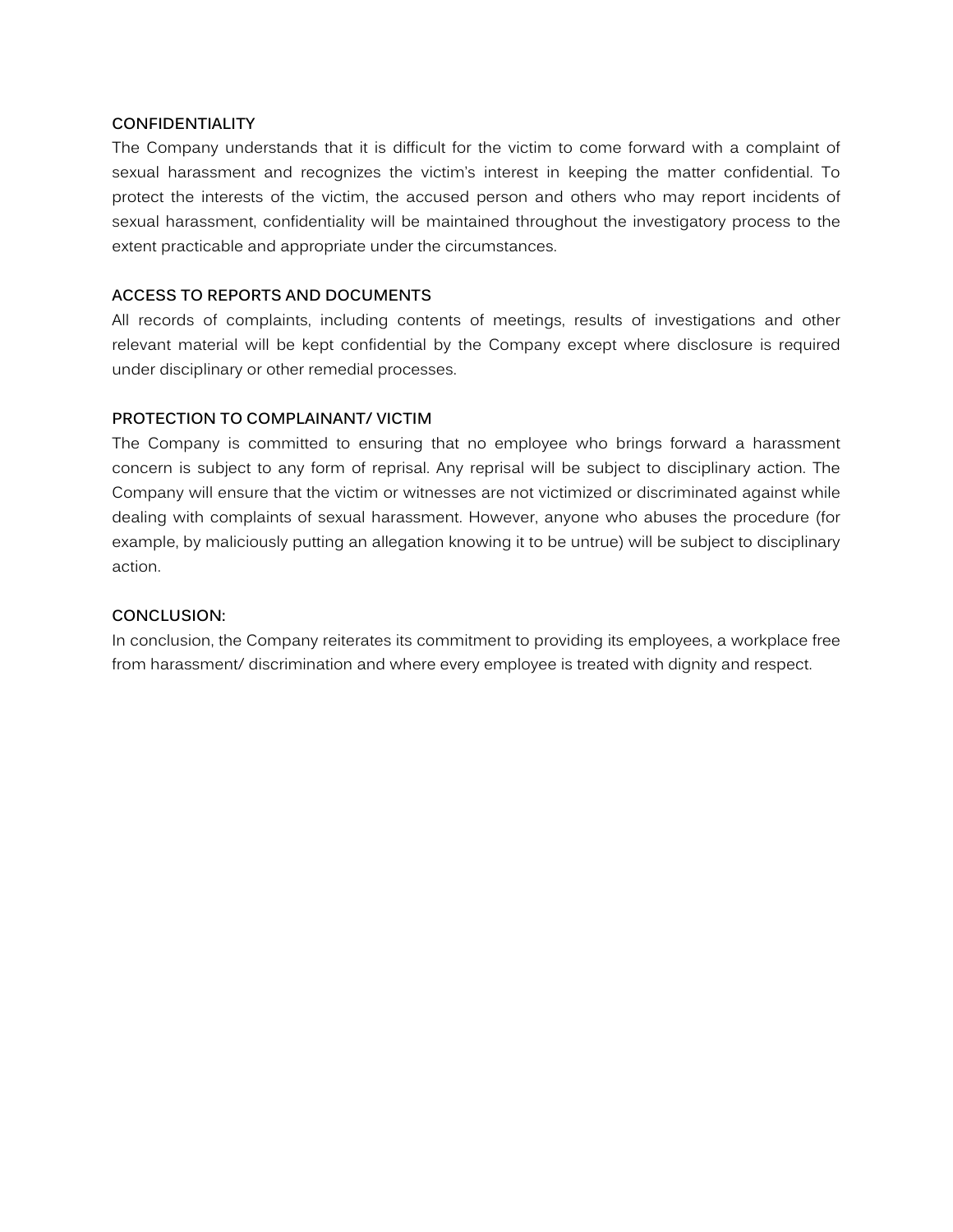## CONFIDENTIALITY

The Company understands that it is difficult for the victim to come forward with a complaint of sexual harassment and recognizes the victim's interest in keeping the matter confidential. To protect the interests of the victim, the accused person and others who may report incidents of sexual harassment, confidentiality will be maintained throughout the investigatory process to the extent practicable and appropriate under the circumstances.

## ACCESS TO REPORTS AND DOCUMENTS

All records of complaints, including contents of meetings, results of investigations and other relevant material will be kept confidential by the Company except where disclosure is required under disciplinary or other remedial processes.

## PROTECTION TO COMPLAINANT/ VICTIM

The Company is committed to ensuring that no employee who brings forward a harassment concern is subject to any form of reprisal. Any reprisal will be subject to disciplinary action. The Company will ensure that the victim or witnesses are not victimized or discriminated against while dealing with complaints of sexual harassment. However, anyone who abuses the procedure (for example, by maliciously putting an allegation knowing it to be untrue) will be subject to disciplinary action.

## CONCLUSION:

In conclusion, the Company reiterates its commitment to providing its employees, a workplace free from harassment/ discrimination and where every employee is treated with dignity and respect.